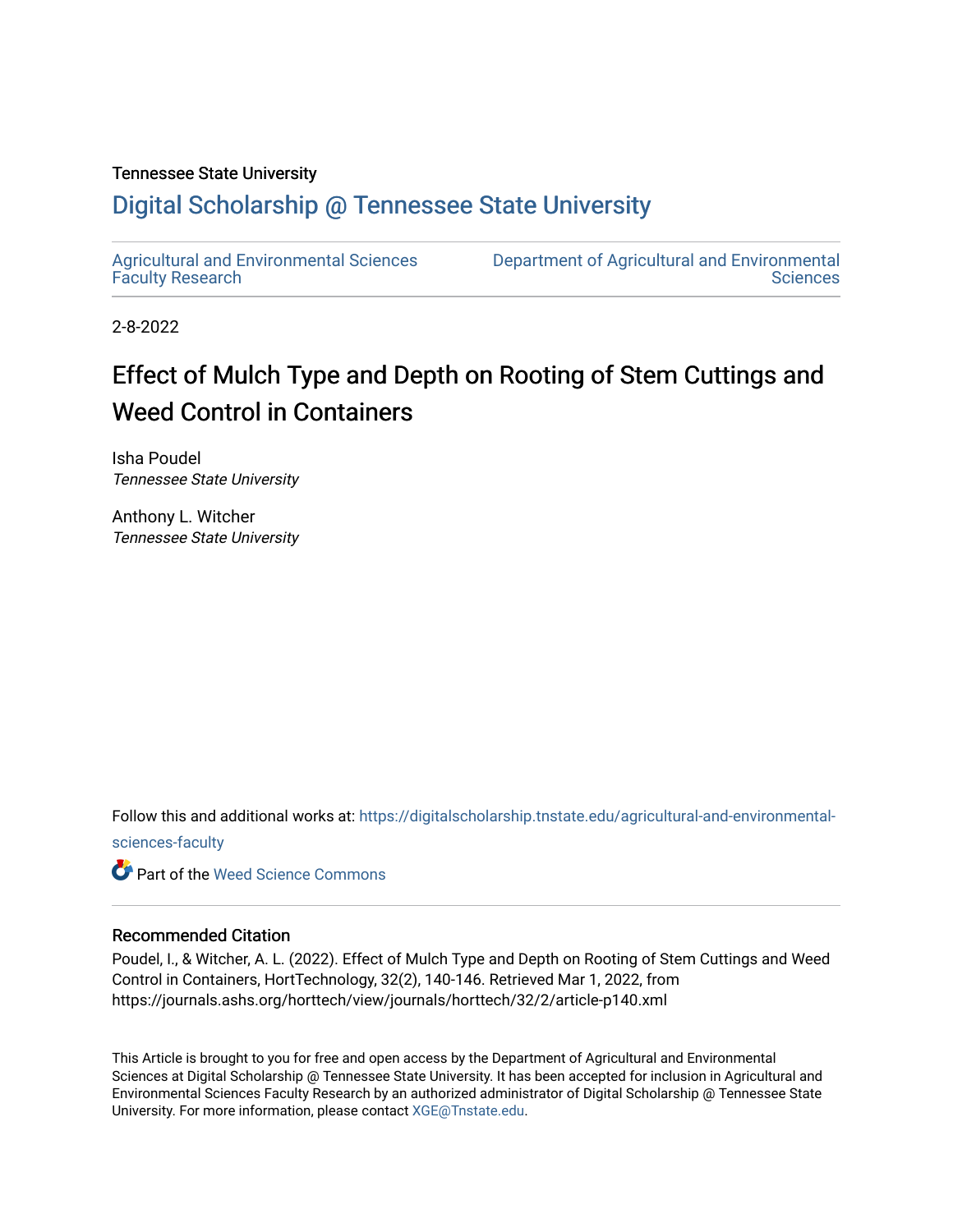Tennessee State University

# Digital Scholarship @ Tennessee State University

Agricultural and Environmental Sciences Faculty Research

Department of Agricultural and Environmental Sciences

2-8-2022

# Effect of Mulch Type and Depth on Rooting of Stem Cuttings and Weed Control in Containers

Isha Poudel
*Tennessee State University*

Anthony L. Witcher
*Tennessee State University*

Follow this and additional works at: https://digitalscholarship.tnstate.edu/agricultural-and-environmental-sciences-faculty

Part of the Weed Science Commons

## Recommended Citation

Poudel, I., & Witcher, A. L. (2022). Effect of Mulch Type and Depth on Rooting of Stem Cuttings and Weed Control in Containers, HortTechnology, 32(2), 140-146. Retrieved Mar 1, 2022, from https://journals.ashs.org/horttech/view/journals/horttech/32/2/article-p140.xml

This Article is brought to you for free and open access by the Department of Agricultural and Environmental Sciences at Digital Scholarship @ Tennessee State University. It has been accepted for inclusion in Agricultural and Environmental Sciences Faculty Research by an authorized administrator of Digital Scholarship @ Tennessee State University. For more information, please contact XGE@Tnstate.edu.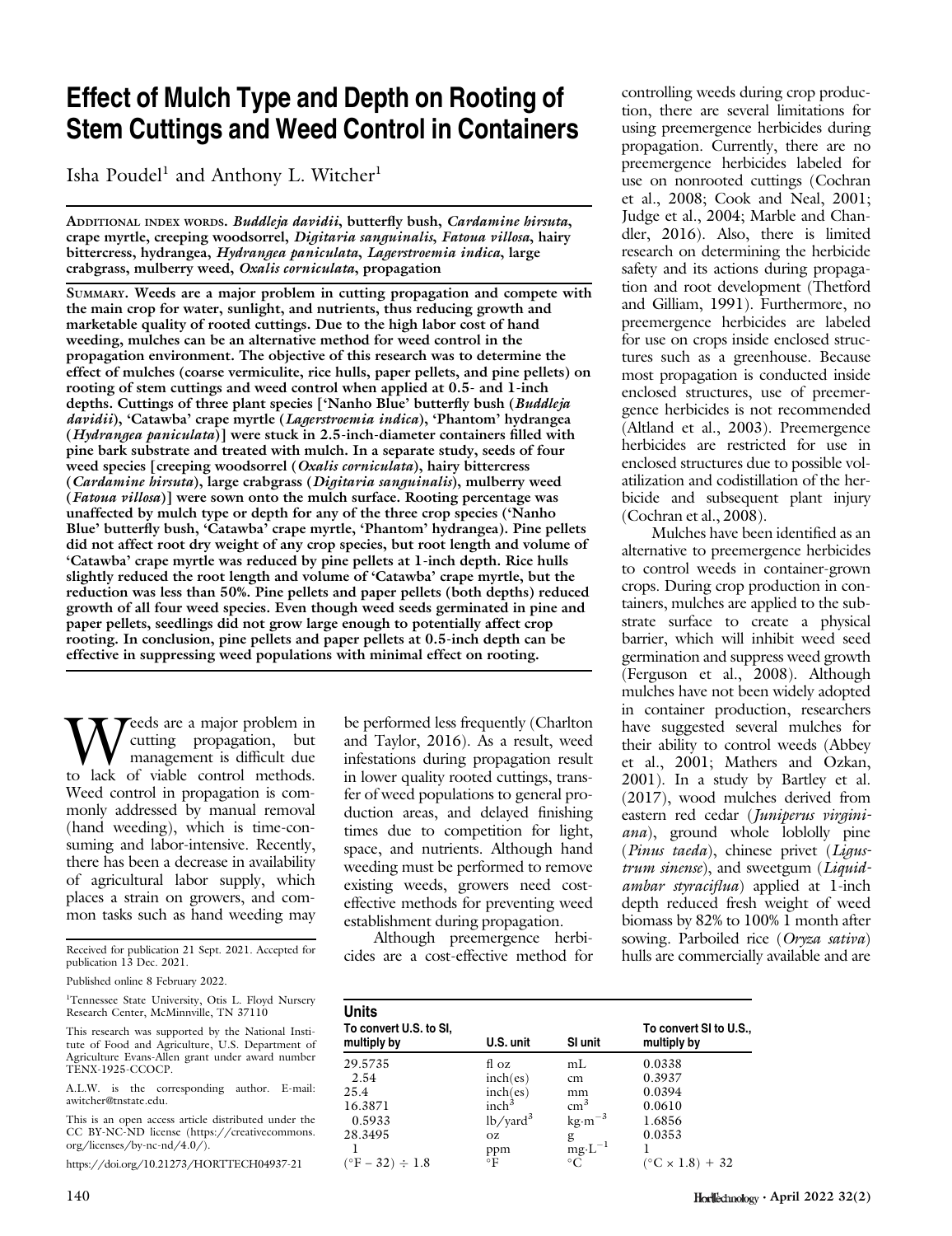# Effect of Mulch Type and Depth on Rooting of Stem Cuttings and Weed Control in Containers

Isha Poudel[1] and Anthony L. Witcher[1]

**Additional index words.** ***Buddleja davidii*****, butterfly bush,** ***Cardamine hirsuta*****, crape myrtle, creeping woodsorrel,** ***Digitaria sanguinalis*****,** ***Fatoua villosa*****, hairy bittercress, hydrangea,** ***Hydrangea paniculata*****,** ***Lagerstroemia indica*****, large crabgrass, mulberry weed,** ***Oxalis corniculata*****, propagation**

**Summary. Weeds are a major problem in cutting propagation and compete with the main crop for water, sunlight, and nutrients, thus reducing growth and marketable quality of rooted cuttings. Due to the high labor cost of hand weeding, mulches can be an alternative method for weed control in the propagation environment. The objective of this research was to determine the effect of mulches (coarse vermiculite, rice hulls, paper pellets, and pine pellets) on rooting of stem cuttings and weed control when applied at 0.5- and 1-inch depths. Cuttings of three plant species ['Nanho Blue' butterfly bush (*Buddleja davidii*), 'Catawba' crape myrtle (*Lagerstroemia indica*), 'Phantom' hydrangea (*Hydrangea paniculata*)] were stuck in 2.5-inch-diameter containers filled with pine bark substrate and treated with mulch. In a separate study, seeds of four weed species [creeping woodsorrel (*Oxalis corniculata*), hairy bittercress (*Cardamine hirsuta*), large crabgrass (*Digitaria sanguinalis*), mulberry weed (*Fatoua villosa*)] were sown onto the mulch surface. Rooting percentage was unaffected by mulch type or depth for any of the three crop species ('Nanho Blue' butterfly bush, 'Catawba' crape myrtle, 'Phantom' hydrangea). Pine pellets did not affect root dry weight of any crop species, but root length and volume of 'Catawba' crape myrtle was reduced by pine pellets at 1-inch depth. Rice hulls slightly reduced the root length and volume of 'Catawba' crape myrtle, but the reduction was less than 50%. Pine pellets and paper pellets (both depths) reduced growth of all four weed species. Even though weed seeds germinated in pine and paper pellets, seedlings did not grow large enough to potentially affect crop rooting. In conclusion, pine pellets and paper pellets at 0.5-inch depth can be effective in suppressing weed populations with minimal effect on rooting.**

Weeds are a major problem in cutting propagation, but management is difficult due to lack of viable control methods. Weed control in propagation is commonly addressed by manual removal (hand weeding), which is time-consuming and labor-intensive. Recently, there has been a decrease in availability of agricultural labor supply, which places a strain on growers, and common tasks such as hand weeding may be performed less frequently (Charlton and Taylor, 2016). As a result, weed infestations during propagation result in lower quality rooted cuttings, transfer of weed populations to general production areas, and delayed finishing times due to competition for light, space, and nutrients. Although hand weeding must be performed to remove existing weeds, growers need cost-effective methods for preventing weed establishment during propagation.

Although preemergence herbicides are a cost-effective method for controlling weeds during crop production, there are several limitations for using preemergence herbicides during propagation. Currently, there are no preemergence herbicides labeled for use on nonrooted cuttings (Cochran et al., 2008; Cook and Neal, 2001; Judge et al., 2004; Marble and Chandler, 2016). Also, there is limited research on determining the herbicide safety and its actions during propagation and root development (Thetford and Gilliam, 1991). Furthermore, no preemergence herbicides are labeled for use on crops inside enclosed structures such as a greenhouse. Because most propagation is conducted inside enclosed structures, use of preemergence herbicides is not recommended (Altland et al., 2003). Preemergence herbicides are restricted for use in enclosed structures due to possible volatilization and codistillation of the herbicide and subsequent plant injury (Cochran et al., 2008).

Mulches have been identified as an alternative to preemergence herbicides to control weeds in container-grown crops. During crop production in containers, mulches are applied to the substrate surface to create a physical barrier, which will inhibit weed seed germination and suppress weed growth (Ferguson et al., 2008). Although mulches have not been widely adopted in container production, researchers have suggested several mulches for their ability to control weeds (Abbey et al., 2001; Mathers and Ozkan, 2001). In a study by Bartley et al. (2017), wood mulches derived from eastern red cedar (*Juniperus virginiana*), ground whole loblolly pine (*Pinus taeda*), chinese privet (*Ligustrum sinense*), and sweetgum (*Liquidambar styraciflua*) applied at 1-inch depth reduced fresh weight of weed biomass by 82% to 100% 1 month after sowing. Parboiled rice (*Oryza sativa*) hulls are commercially available and are

Received for publication 21 Sept. 2021. Accepted for publication 13 Dec. 2021.

Published online 8 February 2022.

[1]Tennessee State University, Otis L. Floyd Nursery Research Center, McMinnville, TN 37110

This research was supported by the National Institute of Food and Agriculture, U.S. Department of Agriculture Evans-Allen grant under award number TENX-1925-CCOCP.

A.L.W. is the corresponding author. E-mail: awitcher@tnstate.edu.

This is an open access article distributed under the CC BY-NC-ND license (https://creativecommons.org/licenses/by-nc-nd/4.0/).

https://doi.org/10.21273/HORTTECH04937-21

**Units**

| To convert U.S. to SI, multiply by | U.S. unit | SI unit | To convert SI to U.S., multiply by |
|---|---|---|---|
| 29.5735 | fl oz | mL | 0.0338 |
| 2.54 | inch(es) | cm | 0.3937 |
| 25.4 | inch(es) | mm | 0.0394 |
| 16.3871 | $inch^3$ | $cm^3$ | 0.0610 |
| 0.5933 | $lb/yard^3$ | $kg \cdot m^{-3}$ | 1.6856 |
| 28.3495 | oz | g | 0.0353 |
| 1 | ppm | $mg \cdot L^{-1}$ | 1 |
| $(°F - 32) \div 1.8$ | °F | °C | $(°C \times 1.8) + 32$ |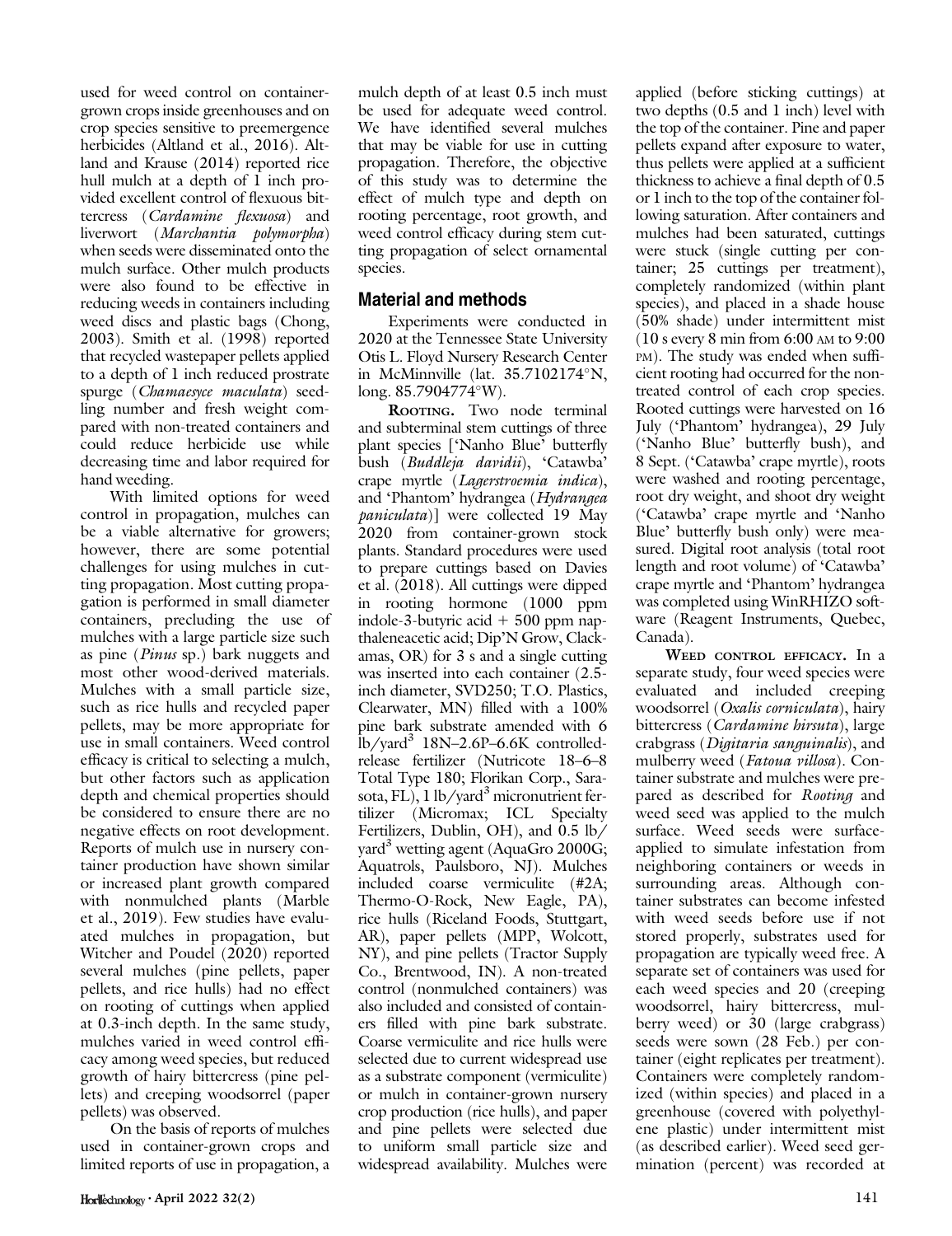used for weed control on container-grown crops inside greenhouses and on crop species sensitive to preemergence herbicides (Altland et al., 2016). Altland and Krause (2014) reported rice hull mulch at a depth of 1 inch provided excellent control of flexuous bittercress (*Cardamine flexuosa*) and liverwort (*Marchantia polymorpha*) when seeds were disseminated onto the mulch surface. Other mulch products were also found to be effective in reducing weeds in containers including weed discs and plastic bags (Chong, 2003). Smith et al. (1998) reported that recycled wastepaper pellets applied to a depth of 1 inch reduced prostrate spurge (*Chamaesyce maculata*) seedling number and fresh weight compared with non-treated containers and could reduce herbicide use while decreasing time and labor required for hand weeding.

With limited options for weed control in propagation, mulches can be a viable alternative for growers; however, there are some potential challenges for using mulches in cutting propagation. Most cutting propagation is performed in small diameter containers, precluding the use of mulches with a large particle size such as pine (*Pinus* sp.) bark nuggets and most other wood-derived materials. Mulches with a small particle size, such as rice hulls and recycled paper pellets, may be more appropriate for use in small containers. Weed control efficacy is critical to selecting a mulch, but other factors such as application depth and chemical properties should be considered to ensure there are no negative effects on root development. Reports of mulch use in nursery container production have shown similar or increased plant growth compared with nonmulched plants (Marble et al., 2019). Few studies have evaluated mulches in propagation, but Witcher and Poudel (2020) reported several mulches (pine pellets, paper pellets, and rice hulls) had no effect on rooting of cuttings when applied at 0.3-inch depth. In the same study, mulches varied in weed control efficacy among weed species, but reduced growth of hairy bittercress (pine pellets) and creeping woodsorrel (paper pellets) was observed.

On the basis of reports of mulches used in container-grown crops and limited reports of use in propagation, a mulch depth of at least 0.5 inch must be used for adequate weed control. We have identified several mulches that may be viable for use in cutting propagation. Therefore, the objective of this study was to determine the effect of mulch type and depth on rooting percentage, root growth, and weed control efficacy during stem cutting propagation of select ornamental species.

## Material and methods

Experiments were conducted in 2020 at the Tennessee State University Otis L. Floyd Nursery Research Center in McMinnville (lat. 35.7102174°N, long. 85.7904774°W).

**Rooting.** Two node terminal and subterminal stem cuttings of three plant species ['Nanho Blue' butterfly bush (*Buddleja davidii*), 'Catawba' crape myrtle (*Lagerstroemia indica*), and 'Phantom' hydrangea (*Hydrangea paniculata*)] were collected 19 May 2020 from container-grown stock plants. Standard procedures were used to prepare cuttings based on Davies et al. (2018). All cuttings were dipped in rooting hormone (1000 ppm indole-3-butyric acid + 500 ppm napthaleneacetic acid; Dip'N Grow, Clackamas, OR) for 3 s and a single cutting was inserted into each container (2.5-inch diameter, SVD250; T.O. Plastics, Clearwater, MN) filled with a 100% pine bark substrate amended with 6 lb/yard$^3$ 18N–2.6P–6.6K controlled-release fertilizer (Nutricote 18–6–8 Total Type 180; Florikan Corp., Sarasota, FL), 1 lb/yard$^3$ micronutrient fertilizer (Micromax; ICL Specialty Fertilizers, Dublin, OH), and 0.5 lb/yard$^3$ wetting agent (AquaGro 2000G; Aquatrols, Paulsboro, NJ). Mulches included coarse vermiculite (#2A; Thermo-O-Rock, New Eagle, PA), rice hulls (Riceland Foods, Stuttgart, AR), paper pellets (MPP, Wolcott, NY), and pine pellets (Tractor Supply Co., Brentwood, IN). A non-treated control (nonmulched containers) was also included and consisted of containers filled with pine bark substrate. Coarse vermiculite and rice hulls were selected due to current widespread use as a substrate component (vermiculite) or mulch in container-grown nursery crop production (rice hulls), and paper and pine pellets were selected due to uniform small particle size and widespread availability. Mulches were applied (before sticking cuttings) at two depths (0.5 and 1 inch) level with the top of the container. Pine and paper pellets expand after exposure to water, thus pellets were applied at a sufficient thickness to achieve a final depth of 0.5 or 1 inch to the top of the container following saturation. After containers and mulches had been saturated, cuttings were stuck (single cutting per container; 25 cuttings per treatment), completely randomized (within plant species), and placed in a shade house (50% shade) under intermittent mist (10 s every 8 min from 6:00 AM to 9:00 PM). The study was ended when sufficient rooting had occurred for the non-treated control of each crop species. Rooted cuttings were harvested on 16 July ('Phantom' hydrangea), 29 July ('Nanho Blue' butterfly bush), and 8 Sept. ('Catawba' crape myrtle), roots were washed and rooting percentage, root dry weight, and shoot dry weight ('Catawba' crape myrtle and 'Nanho Blue' butterfly bush only) were measured. Digital root analysis (total root length and root volume) of 'Catawba' crape myrtle and 'Phantom' hydrangea was completed using WinRHIZO software (Reagent Instruments, Quebec, Canada).

**Weed control efficacy.** In a separate study, four weed species were evaluated and included creeping woodsorrel (*Oxalis corniculata*), hairy bittercress (*Cardamine hirsuta*), large crabgrass (*Digitaria sanguinalis*), and mulberry weed (*Fatoua villosa*). Container substrate and mulches were prepared as described for *Rooting* and weed seed was applied to the mulch surface. Weed seeds were surface-applied to simulate infestation from neighboring containers or weeds in surrounding areas. Although container substrates can become infested with weed seeds before use if not stored properly, substrates used for propagation are typically weed free. A separate set of containers was used for each weed species and 20 (creeping woodsorrel, hairy bittercress, mulberry weed) or 30 (large crabgrass) seeds were sown (28 Feb.) per container (eight replicates per treatment). Containers were completely randomized (within species) and placed in a greenhouse (covered with polyethylene plastic) under intermittent mist (as described earlier). Weed seed germination (percent) was recorded at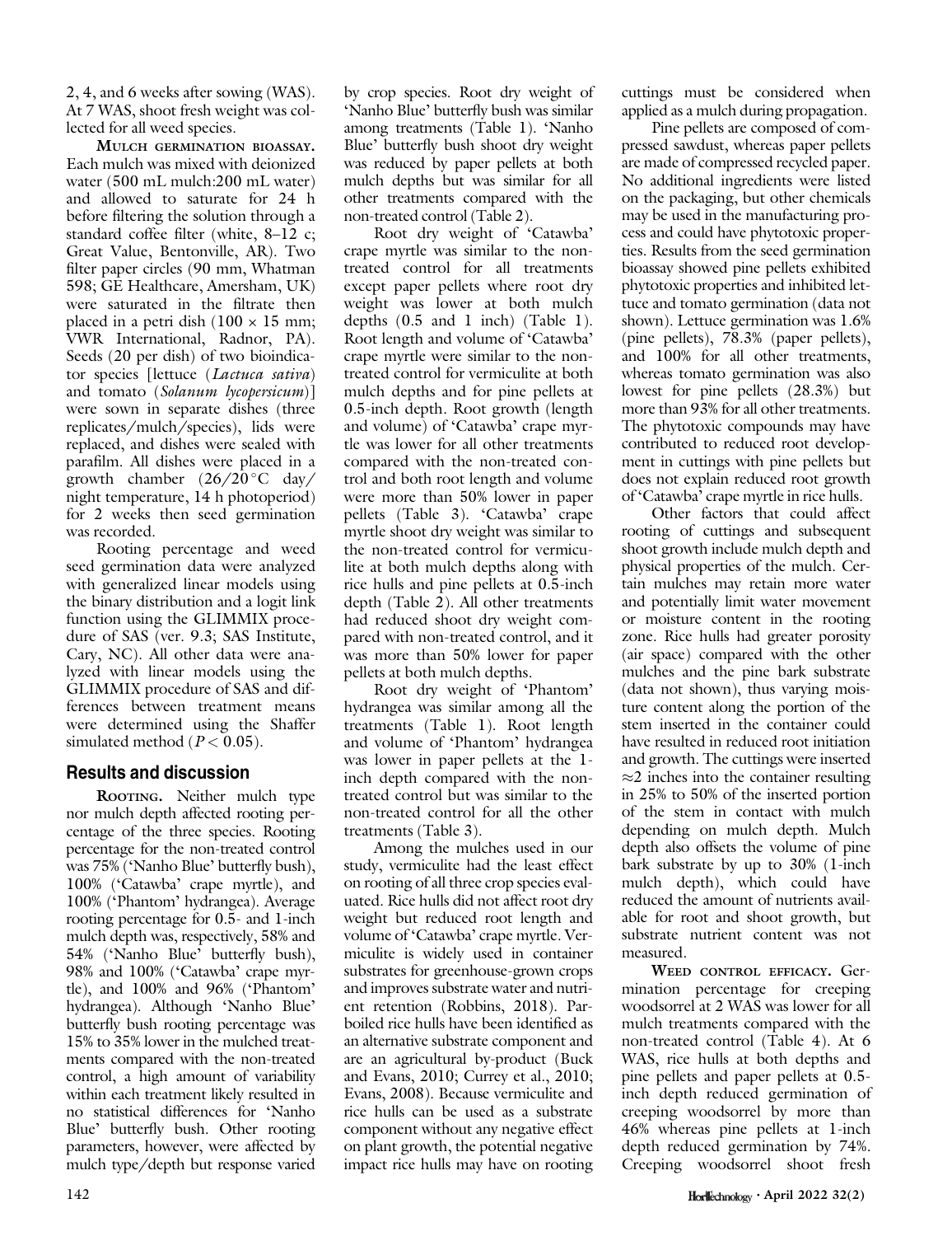2, 4, and 6 weeks after sowing (WAS). At 7 WAS, shoot fresh weight was collected for all weed species.

**Mulch germination bioassay.** Each mulch was mixed with deionized water (500 mL mulch:200 mL water) and allowed to saturate for 24 h before filtering the solution through a standard coffee filter (white, 8–12 c; Great Value, Bentonville, AR). Two filter paper circles (90 mm, Whatman 598; GE Healthcare, Amersham, UK) were saturated in the filtrate then placed in a petri dish (100 × 15 mm; VWR International, Radnor, PA). Seeds (20 per dish) of two bioindicator species [lettuce (*Lactuca sativa*) and tomato (*Solanum lycopersicum*)] were sown in separate dishes (three replicates/mulch/species), lids were replaced, and dishes were sealed with parafilm. All dishes were placed in a growth chamber (26/20 °C day/night temperature, 14 h photoperiod) for 2 weeks then seed germination was recorded.

Rooting percentage and weed seed germination data were analyzed with generalized linear models using the binary distribution and a logit link function using the GLIMMIX procedure of SAS (ver. 9.3; SAS Institute, Cary, NC). All other data were analyzed with linear models using the GLIMMIX procedure of SAS and differences between treatment means were determined using the Shaffer simulated method ($P < 0.05$).

## Results and discussion

**Rooting.** Neither mulch type nor mulch depth affected rooting percentage of the three species. Rooting percentage for the non-treated control was 75% ('Nanho Blue' butterfly bush), 100% ('Catawba' crape myrtle), and 100% ('Phantom' hydrangea). Average rooting percentage for 0.5- and 1-inch mulch depth was, respectively, 58% and 54% ('Nanho Blue' butterfly bush), 98% and 100% ('Catawba' crape myrtle), and 100% and 96% ('Phantom' hydrangea). Although 'Nanho Blue' butterfly bush rooting percentage was 15% to 35% lower in the mulched treatments compared with the non-treated control, a high amount of variability within each treatment likely resulted in no statistical differences for 'Nanho Blue' butterfly bush. Other rooting parameters, however, were affected by mulch type/depth but response varied by crop species. Root dry weight of 'Nanho Blue' butterfly bush was similar among treatments (Table 1). 'Nanho Blue' butterfly bush shoot dry weight was reduced by paper pellets at both mulch depths but was similar for all other treatments compared with the non-treated control (Table 2).

Root dry weight of 'Catawba' crape myrtle was similar to the non-treated control for all treatments except paper pellets where root dry weight was lower at both mulch depths (0.5 and 1 inch) (Table 1). Root length and volume of 'Catawba' crape myrtle were similar to the non-treated control for vermiculite at both mulch depths and for pine pellets at 0.5-inch depth. Root growth (length and volume) of 'Catawba' crape myrtle was lower for all other treatments compared with the non-treated control and both root length and volume were more than 50% lower in paper pellets (Table 3). 'Catawba' crape myrtle shoot dry weight was similar to the non-treated control for vermiculite at both mulch depths along with rice hulls and pine pellets at 0.5-inch depth (Table 2). All other treatments had reduced shoot dry weight compared with non-treated control, and it was more than 50% lower for paper pellets at both mulch depths.

Root dry weight of 'Phantom' hydrangea was similar among all the treatments (Table 1). Root length and volume of 'Phantom' hydrangea was lower in paper pellets at the 1-inch depth compared with the non-treated control but was similar to the non-treated control for all the other treatments (Table 3).

Among the mulches used in our study, vermiculite had the least effect on rooting of all three crop species evaluated. Rice hulls did not affect root dry weight but reduced root length and volume of 'Catawba' crape myrtle. Vermiculite is widely used in container substrates for greenhouse-grown crops and improves substrate water and nutrient retention (Robbins, 2018). Parboiled rice hulls have been identified as an alternative substrate component and are an agricultural by-product (Buck and Evans, 2010; Currey et al., 2010; Evans, 2008). Because vermiculite and rice hulls can be used as a substrate component without any negative effect on plant growth, the potential negative impact rice hulls may have on rooting cuttings must be considered when applied as a mulch during propagation.

Pine pellets are composed of compressed sawdust, whereas paper pellets are made of compressed recycled paper. No additional ingredients were listed on the packaging, but other chemicals may be used in the manufacturing process and could have phytotoxic properties. Results from the seed germination bioassay showed pine pellets exhibited phytotoxic properties and inhibited lettuce and tomato germination (data not shown). Lettuce germination was 1.6% (pine pellets), 78.3% (paper pellets), and 100% for all other treatments, whereas tomato germination was also lowest for pine pellets (28.3%) but more than 93% for all other treatments. The phytotoxic compounds may have contributed to reduced root development in cuttings with pine pellets but does not explain reduced root growth of 'Catawba' crape myrtle in rice hulls.

Other factors that could affect rooting of cuttings and subsequent shoot growth include mulch depth and physical properties of the mulch. Certain mulches may retain more water and potentially limit water movement or moisture content in the rooting zone. Rice hulls had greater porosity (air space) compared with the other mulches and the pine bark substrate (data not shown), thus varying moisture content along the portion of the stem inserted in the container could have resulted in reduced root initiation and growth. The cuttings were inserted ≈2 inches into the container resulting in 25% to 50% of the inserted portion of the stem in contact with mulch depending on mulch depth. Mulch depth also offsets the volume of pine bark substrate by up to 30% (1-inch mulch depth), which could have reduced the amount of nutrients available for root and shoot growth, but substrate nutrient content was not measured.

**Weed control efficacy.** Germination percentage for creeping woodsorrel at 2 WAS was lower for all mulch treatments compared with the non-treated control (Table 4). At 6 WAS, rice hulls at both depths and pine pellets and paper pellets at 0.5-inch depth reduced germination of creeping woodsorrel by more than 46% whereas pine pellets at 1-inch depth reduced germination by 74%. Creeping woodsorrel shoot fresh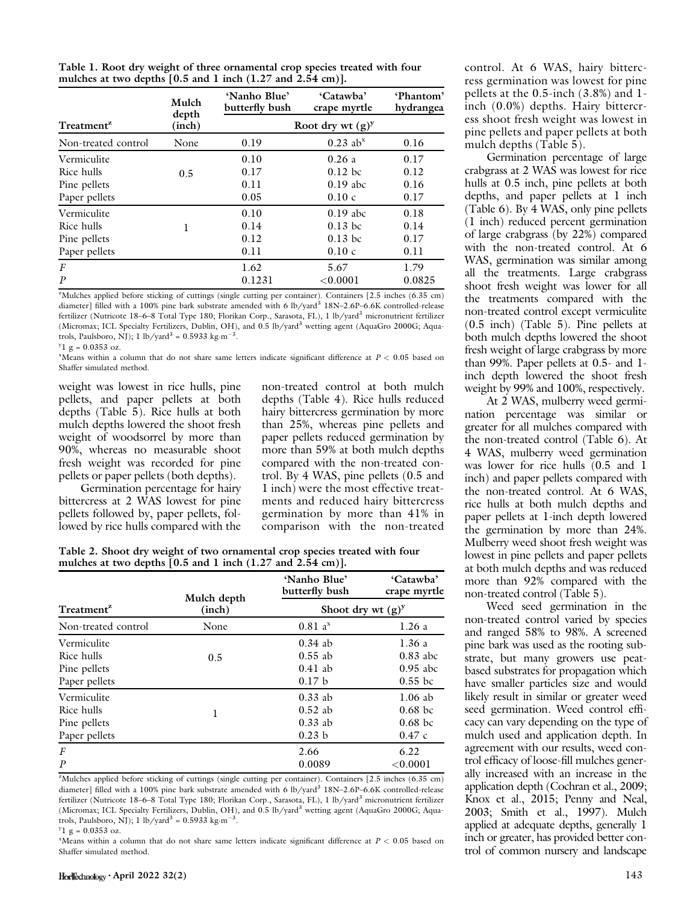**Table 1. Root dry weight of three ornamental crop species treated with four mulches at two depths [0.5 and 1 inch (1.27 and 2.54 cm)].**

| Treatment[z] | Mulch depth (inch) | 'Nanho Blue' butterfly bush | 'Catawba' crape myrtle | 'Phantom' hydrangea |
|---|---|---|---|---|
| | | Root dry wt (g)[y] | | |
| Non-treated control | None | 0.19 | 0.23 ab[x] | 0.16 |
| Vermiculite | 0.5 | 0.10 | 0.26 a | 0.17 |
| Rice hulls | | 0.17 | 0.12 bc | 0.12 |
| Pine pellets | | 0.11 | 0.19 abc | 0.16 |
| Paper pellets | | 0.05 | 0.10 c | 0.17 |
| Vermiculite | 1 | 0.10 | 0.19 abc | 0.18 |
| Rice hulls | | 0.14 | 0.13 bc | 0.14 |
| Pine pellets | | 0.12 | 0.13 bc | 0.17 |
| Paper pellets | | 0.11 | 0.10 c | 0.11 |
| $F$ | | 1.62 | 5.67 | 1.79 |
| $P$ | | 0.1231 | <0.0001 | 0.0825 |

[z]Mulches applied before sticking of cuttings (single cutting per container). Containers [2.5 inches (6.35 cm) diameter] filled with a 100% pine bark substrate amended with 6 lb/yard$^3$ 18N–2.6P–6.6K controlled-release fertilizer (Nutricote 18–6–8 Total Type 180; Florikan Corp., Sarasota, FL), 1 lb/yard$^3$ micronutrient fertilizer (Micromax; ICL Specialty Fertilizers, Dublin, OH), and 0.5 lb/yard$^3$ wetting agent (AquaGro 2000G; Aquatrols, Paulsboro, NJ); 1 lb/yard$^3$ = 0.5933 kg·m$^{-3}$.

[y]1 g = 0.0353 oz.

[x]Means within a column that do not share same letters indicate significant difference at $P < 0.05$ based on Shaffer simulated method.

weight was lowest in rice hulls, pine pellets, and paper pellets at both depths (Table 5). Rice hulls at both mulch depths lowered the shoot fresh weight of woodsorrel by more than 90%, whereas no measurable shoot fresh weight was recorded for pine pellets or paper pellets (both depths).

Germination percentage for hairy bittercress at 2 WAS lowest for pine pellets followed by, paper pellets, followed by rice hulls compared with the non-treated control at both mulch depths (Table 4). Rice hulls reduced hairy bittercress germination by more than 25%, whereas pine pellets and paper pellets reduced germination by more than 59% at both mulch depths compared with the non-treated control. By 4 WAS, pine pellets (0.5 and 1 inch) were the most effective treatments and reduced hairy bittercress germination by more than 41% in comparison with the non-treated control. At 6 WAS, hairy bittercress germination was lowest for pine pellets at the 0.5-inch (3.8%) and 1-inch (0.0%) depths. Hairy bittercress shoot fresh weight was lowest in pine pellets and paper pellets at both mulch depths (Table 5).

Germination percentage of large crabgrass at 2 WAS was lowest for rice hulls at 0.5 inch, pine pellets at both depths, and paper pellets at 1 inch (Table 6). By 4 WAS, only pine pellets (1 inch) reduced percent germination of large crabgrass (by 22%) compared with the non-treated control. At 6 WAS, germination was similar among all the treatments. Large crabgrass shoot fresh weight was lower for all the treatments compared with the non-treated control except vermiculite (0.5 inch) (Table 5). Pine pellets at both mulch depths lowered the shoot fresh weight of large crabgrass by more than 99%. Paper pellets at 0.5- and 1-inch depth lowered the shoot fresh weight by 99% and 100%, respectively.

At 2 WAS, mulberry weed germination percentage was similar or greater for all mulches compared with the non-treated control (Table 6). At 4 WAS, mulberry weed germination was lower for rice hulls (0.5 and 1 inch) and paper pellets compared with the non-treated control. At 6 WAS, rice hulls at both mulch depths and paper pellets at 1-inch depth lowered the germination by more than 24%. Mulberry weed shoot fresh weight was lowest in pine pellets and paper pellets at both mulch depths and was reduced more than 92% compared with the non-treated control (Table 5).

Weed seed germination in the non-treated control varied by species and ranged 58% to 98%. A screened pine bark was used as the rooting substrate, but many growers use peat-based substrates for propagation which have smaller particles size and would likely result in similar or greater weed seed germination. Weed control efficacy can vary depending on the type of mulch used and application depth. In agreement with our results, weed control efficacy of loose-fill mulches generally increased with an increase in the application depth (Cochran et al., 2009; Knox et al., 2015; Penny and Neal, 2003; Smith et al., 1997). Mulch applied at adequate depths, generally 1 inch or greater, has provided better control of common nursery and landscape

**Table 2. Shoot dry weight of two ornamental crop species treated with four mulches at two depths [0.5 and 1 inch (1.27 and 2.54 cm)].**

| Treatment[z] | Mulch depth (inch) | 'Nanho Blue' butterfly bush | 'Catawba' crape myrtle |
|---|---|---|---|
| | | Shoot dry wt (g)[y] | |
| Non-treated control | None | 0.81 a[x] | 1.26 a |
| Vermiculite | 0.5 | 0.34 ab | 1.36 a |
| Rice hulls | | 0.55 ab | 0.83 abc |
| Pine pellets | | 0.41 ab | 0.95 abc |
| Paper pellets | | 0.17 b | 0.55 bc |
| Vermiculite | 1 | 0.33 ab | 1.06 ab |
| Rice hulls | | 0.52 ab | 0.68 bc |
| Pine pellets | | 0.33 ab | 0.68 bc |
| Paper pellets | | 0.23 b | 0.47 c |
| $F$ | | 2.66 | 6.22 |
| $P$ | | 0.0089 | <0.0001 |

[z]Mulches applied before sticking of cuttings (single cutting per container). Containers [2.5 inches (6.35 cm) diameter] filled with a 100% pine bark substrate amended with 6 lb/yard$^3$ 18N–2.6P–6.6K controlled-release fertilizer (Nutricote 18–6–8 Total Type 180; Florikan Corp., Sarasota, FL), 1 lb/yard$^3$ micronutrient fertilizer (Micromax; ICL Specialty Fertilizers, Dublin, OH), and 0.5 lb/yard$^3$ wetting agent (AquaGro 2000G; Aquatrols, Paulsboro, NJ); 1 lb/yard$^3$ = 0.5933 kg·m$^{-3}$.

[y]1 g = 0.0353 oz.

[x]Means within a column that do not share same letters indicate significant difference at $P < 0.05$ based on Shaffer simulated method.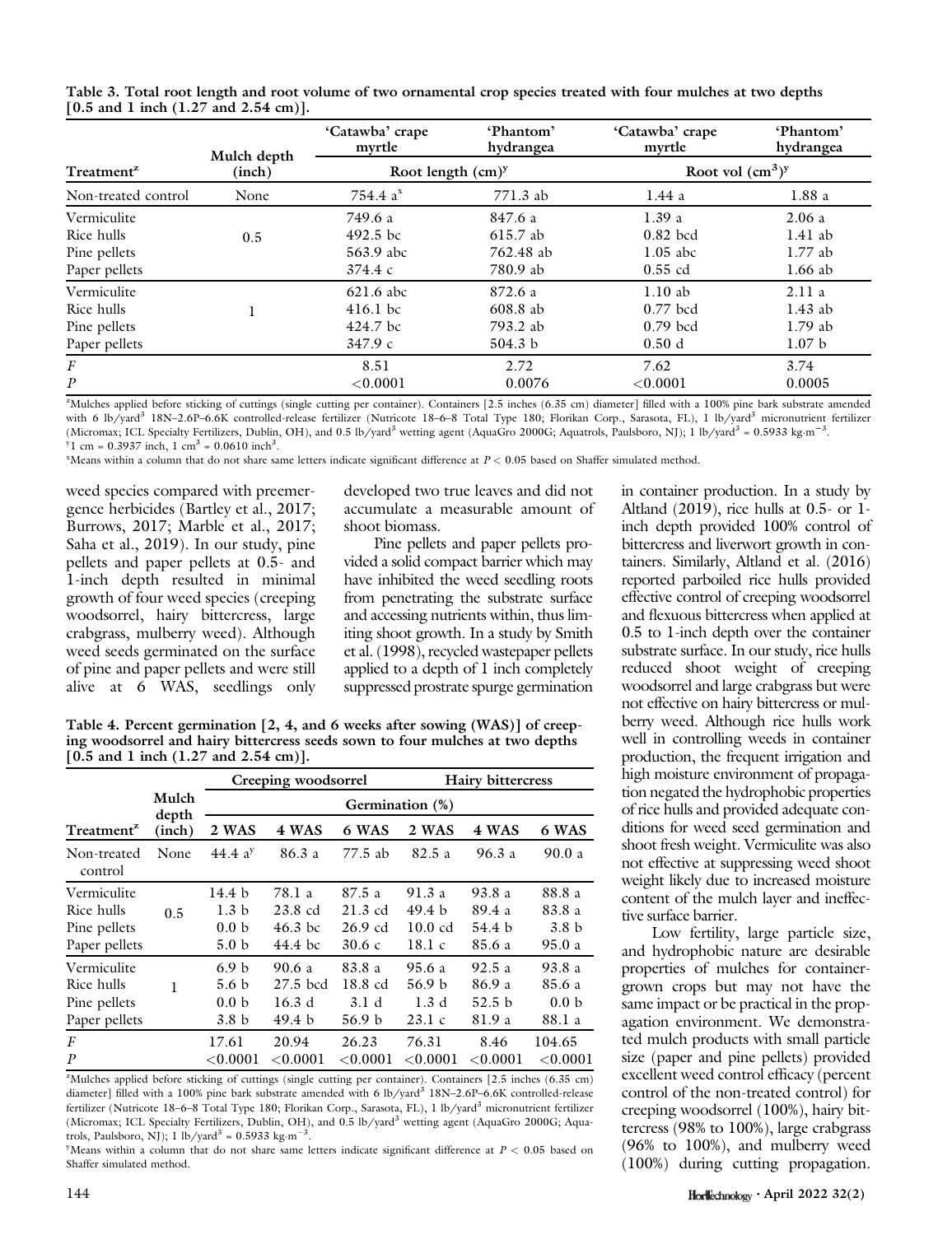**Table 3. Total root length and root volume of two ornamental crop species treated with four mulches at two depths [0.5 and 1 inch (1.27 and 2.54 cm)].**

| Treatment[z] | Mulch depth (inch) | 'Catawba' crape myrtle | 'Phantom' hydrangea | 'Catawba' crape myrtle | 'Phantom' hydrangea |
|---|---|---|---|---|---|
| | | Root length (cm)[y] | | Root vol (cm[3])[y] | |
| Non-treated control | None | 754.4 a[x] | 771.3 ab | 1.44 a | 1.88 a |
| Vermiculite | 0.5 | 749.6 a | 847.6 a | 1.39 a | 2.06 a |
| Rice hulls | | 492.5 bc | 615.7 ab | 0.82 bcd | 1.41 ab |
| Pine pellets | | 563.9 abc | 762.48 ab | 1.05 abc | 1.77 ab |
| Paper pellets | | 374.4 c | 780.9 ab | 0.55 cd | 1.66 ab |
| Vermiculite | 1 | 621.6 abc | 872.6 a | 1.10 ab | 2.11 a |
| Rice hulls | | 416.1 bc | 608.8 ab | 0.77 bcd | 1.43 ab |
| Pine pellets | | 424.7 bc | 793.2 ab | 0.79 bcd | 1.79 ab |
| Paper pellets | | 347.9 c | 504.3 b | 0.50 d | 1.07 b |
| $F$ | | 8.51 | 2.72 | 7.62 | 3.74 |
| $P$ | | <0.0001 | 0.0076 | <0.0001 | 0.0005 |

[z]Mulches applied before sticking of cuttings (single cutting per container). Containers [2.5 inches (6.35 cm) diameter] filled with a 100% pine bark substrate amended with 6 lb/yard[3] 18N–2.6P–6.6K controlled-release fertilizer (Nutricote 18–6–8 Total Type 180; Florikan Corp., Sarasota, FL), 1 lb/yard[3] micronutrient fertilizer (Micromax; ICL Specialty Fertilizers, Dublin, OH), and 0.5 lb/yard[3] wetting agent (AquaGro 2000G; Aquatrols, Paulsboro, NJ); 1 lb/yard[3] = 0.5933 $kg \cdot m^{-3}$.
[y]1 cm = 0.3937 inch, 1 $cm^3$ = 0.0610 $inch^3$.
[x]Means within a column that do not share same letters indicate significant difference at $P < 0.05$ based on Shaffer simulated method.

weed species compared with preemergence herbicides (Bartley et al., 2017; Burrows, 2017; Marble et al., 2017; Saha et al., 2019). In our study, pine pellets and paper pellets at 0.5- and 1-inch depth resulted in minimal growth of four weed species (creeping woodsorrel, hairy bittercress, large crabgrass, mulberry weed). Although weed seeds germinated on the surface of pine and paper pellets and were still alive at 6 WAS, seedlings only developed two true leaves and did not accumulate a measurable amount of shoot biomass.

Pine pellets and paper pellets provided a solid compact barrier which may have inhibited the weed seedling roots from penetrating the substrate surface and accessing nutrients within, thus limiting shoot growth. In a study by Smith et al. (1998), recycled wastepaper pellets applied to a depth of 1 inch completely suppressed prostrate spurge germination in container production. In a study by Altland (2019), rice hulls at 0.5- or 1-inch depth provided 100% control of bittercress and liverwort growth in containers. Similarly, Altland et al. (2016) reported parboiled rice hulls provided effective control of creeping woodsorrel and flexuous bittercress when applied at 0.5 to 1-inch depth over the container substrate surface. In our study, rice hulls reduced shoot weight of creeping woodsorrel and large crabgrass but were not effective on hairy bittercress or mulberry weed. Although rice hulls work well in controlling weeds in container production, the frequent irrigation and high moisture environment of propagation negated the hydrophobic properties of rice hulls and provided adequate conditions for weed seed germination and shoot fresh weight. Vermiculite was also not effective at suppressing weed shoot weight likely due to increased moisture content of the mulch layer and ineffective surface barrier.

Low fertility, large particle size, and hydrophobic nature are desirable properties of mulches for container-grown crops but may not have the same impact or be practical in the propagation environment. We demonstrated mulch products with small particle size (paper and pine pellets) provided excellent weed control efficacy (percent control of the non-treated control) for creeping woodsorrel (100%), hairy bittercress (98% to 100%), large crabgrass (96% to 100%), and mulberry weed (100%) during cutting propagation.

**Table 4. Percent germination [2, 4, and 6 weeks after sowing (WAS)] of creeping woodsorrel and hairy bittercress seeds sown to four mulches at two depths [0.5 and 1 inch (1.27 and 2.54 cm)].**

| Treatment[z] | Mulch depth (inch) | Creeping woodsorrel | | | Hairy bittercress | | |
|---|---|---|---|---|---|---|---|
| | | Germination (%) | | | | | |
| | | 2 WAS | 4 WAS | 6 WAS | 2 WAS | 4 WAS | 6 WAS |
| Non-treated control | None | 44.4 a[y] | 86.3 a | 77.5 ab | 82.5 a | 96.3 a | 90.0 a |
| Vermiculite | 0.5 | 14.4 b | 78.1 a | 87.5 a | 91.3 a | 93.8 a | 88.8 a |
| Rice hulls | | 1.3 b | 23.8 cd | 21.3 cd | 49.4 b | 89.4 a | 83.8 a |
| Pine pellets | | 0.0 b | 46.3 bc | 26.9 cd | 10.0 cd | 54.4 b | 3.8 b |
| Paper pellets | | 5.0 b | 44.4 bc | 30.6 c | 18.1 c | 85.6 a | 95.0 a |
| Vermiculite | 1 | 6.9 b | 90.6 a | 83.8 a | 95.6 a | 92.5 a | 93.8 a |
| Rice hulls | | 5.6 b | 27.5 bcd | 18.8 cd | 56.9 b | 86.9 a | 85.6 a |
| Pine pellets | | 0.0 b | 16.3 d | 3.1 d | 1.3 d | 52.5 b | 0.0 b |
| Paper pellets | | 3.8 b | 49.4 b | 56.9 b | 23.1 c | 81.9 a | 88.1 a |
| $F$ | | 17.61 | 20.94 | 26.23 | 76.31 | 8.46 | 104.65 |
| $P$ | | <0.0001 | <0.0001 | <0.0001 | <0.0001 | <0.0001 | <0.0001 |

[z]Mulches applied before sticking of cuttings (single cutting per container). Containers [2.5 inches (6.35 cm) diameter] filled with a 100% pine bark substrate amended with 6 lb/yard[3] 18N–2.6P–6.6K controlled-release fertilizer (Nutricote 18–6–8 Total Type 180; Florikan Corp., Sarasota, FL), 1 lb/yard[3] micronutrient fertilizer (Micromax; ICL Specialty Fertilizers, Dublin, OH), and 0.5 lb/yard[3] wetting agent (AquaGro 2000G; Aquatrols, Paulsboro, NJ); 1 lb/yard[3] = 0.5933 $kg \cdot m^{-3}$.
[y]Means within a column that do not share same letters indicate significant difference at $P < 0.05$ based on Shaffer simulated method.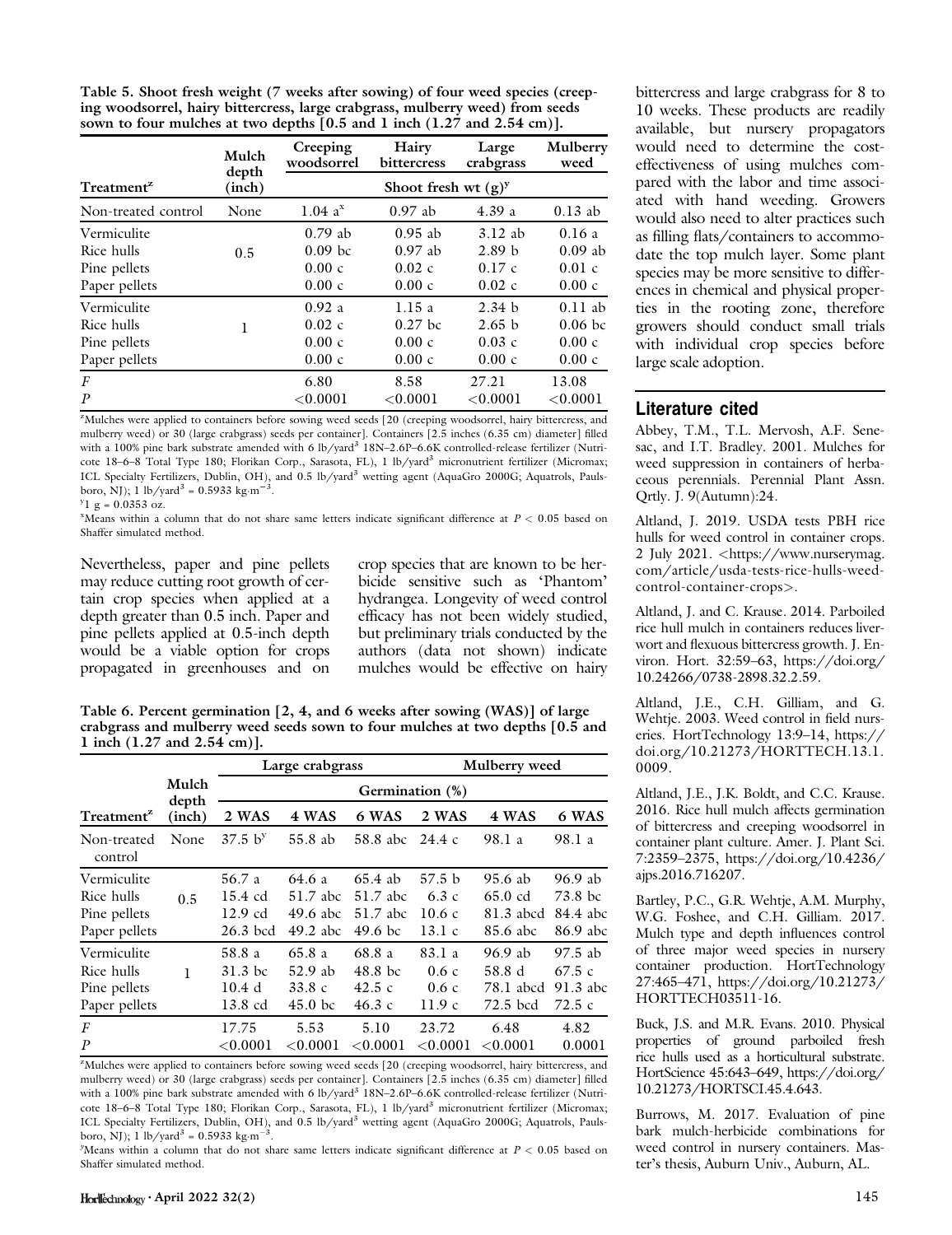**Table 5. Shoot fresh weight (7 weeks after sowing) of four weed species (creeping woodsorrel, hairy bittercress, large crabgrass, mulberry weed) from seeds sown to four mulches at two depths [0.5 and 1 inch (1.27 and 2.54 cm)].**

| Treatment[z] | Mulch depth (inch) | Creeping woodsorrel | Hairy bittercress | Large crabgrass | Mulberry weed |
|---|---|---|---|---|---|
| | | Shoot fresh wt (g)[y] | | | |
| Non-treated control | None | 1.04 a[x] | 0.97 ab | 4.39 a | 0.13 ab |
| Vermiculite | 0.5 | 0.79 ab | 0.95 ab | 3.12 ab | 0.16 a |
| Rice hulls | | 0.09 bc | 0.97 ab | 2.89 b | 0.09 ab |
| Pine pellets | | 0.00 c | 0.02 c | 0.17 c | 0.01 c |
| Paper pellets | | 0.00 c | 0.00 c | 0.02 c | 0.00 c |
| Vermiculite | 1 | 0.92 a | 1.15 a | 2.34 b | 0.11 ab |
| Rice hulls | | 0.02 c | 0.27 bc | 2.65 b | 0.06 bc |
| Pine pellets | | 0.00 c | 0.00 c | 0.03 c | 0.00 c |
| Paper pellets | | 0.00 c | 0.00 c | 0.00 c | 0.00 c |
| *F* | | 6.80 | 8.58 | 27.21 | 13.08 |
| *P* | | <0.0001 | <0.0001 | <0.0001 | <0.0001 |

[z]Mulches were applied to containers before sowing weed seeds [20 (creeping woodsorrel, hairy bittercress, and mulberry weed) or 30 (large crabgrass) seeds per container]. Containers [2.5 inches (6.35 cm) diameter] filled with a 100% pine bark substrate amended with 6 lb/yard$^3$ 18N–2.6P–6.6K controlled-release fertilizer (Nutricote 18–6–8 Total Type 180; Florikan Corp., Sarasota, FL), 1 lb/yard$^3$ micronutrient fertilizer (Micromax; ICL Specialty Fertilizers, Dublin, OH), and 0.5 lb/yard$^3$ wetting agent (AquaGro 2000G; Aquatrols, Paulsboro, NJ); 1 lb/yard$^3$ = 0.5933 kg·m$^{-3}$.

[y]1 g = 0.0353 oz.

[x]Means within a column that do not share same letters indicate significant difference at $P < 0.05$ based on Shaffer simulated method.

Nevertheless, paper and pine pellets may reduce cutting root growth of certain crop species when applied at a depth greater than 0.5 inch. Paper and pine pellets applied at 0.5-inch depth would be a viable option for crops propagated in greenhouses and on crop species that are known to be herbicide sensitive such as 'Phantom' hydrangea. Longevity of weed control efficacy has not been widely studied, but preliminary trials conducted by the authors (data not shown) indicate mulches would be effective on hairy bittercress and large crabgrass for 8 to 10 weeks. These products are readily available, but nursery propagators would need to determine the cost-effectiveness of using mulches compared with the labor and time associated with hand weeding. Growers would also need to alter practices such as filling flats/containers to accommodate the top mulch layer. Some plant species may be more sensitive to differences in chemical and physical properties in the rooting zone, therefore growers should conduct small trials with individual crop species before large scale adoption.

**Table 6. Percent germination [2, 4, and 6 weeks after sowing (WAS)] of large crabgrass and mulberry weed seeds sown to four mulches at two depths [0.5 and 1 inch (1.27 and 2.54 cm)].**

| Treatment[z] | Mulch depth (inch) | Large crabgrass | | | Mulberry weed | | |
|---|---|---|---|---|---|---|---|
| | | Germination (%) | | | | | |
| | | 2 WAS | 4 WAS | 6 WAS | 2 WAS | 4 WAS | 6 WAS |
| Non-treated control | None | 37.5 b[y] | 55.8 ab | 58.8 abc | 24.4 c | 98.1 a | 98.1 a |
| Vermiculite | 0.5 | 56.7 a | 64.6 a | 65.4 ab | 57.5 b | 95.6 ab | 96.9 ab |
| Rice hulls | | 15.4 cd | 51.7 abc | 51.7 abc | 6.3 c | 65.0 cd | 73.8 bc |
| Pine pellets | | 12.9 cd | 49.6 abc | 51.7 abc | 10.6 c | 81.3 abcd | 84.4 abc |
| Paper pellets | | 26.3 bcd | 49.2 abc | 49.6 bc | 13.1 c | 85.6 abc | 86.9 abc |
| Vermiculite | 1 | 58.8 a | 65.8 a | 68.8 a | 83.1 a | 96.9 ab | 97.5 ab |
| Rice hulls | | 31.3 bc | 52.9 ab | 48.8 bc | 0.6 c | 58.8 d | 67.5 c |
| Pine pellets | | 10.4 d | 33.8 c | 42.5 c | 0.6 c | 78.1 abcd | 91.3 abc |
| Paper pellets | | 13.8 cd | 45.0 bc | 46.3 c | 11.9 c | 72.5 bcd | 72.5 c |
| *F* | | 17.75 | 5.53 | 5.10 | 23.72 | 6.48 | 4.82 |
| *P* | | <0.0001 | <0.0001 | <0.0001 | <0.0001 | <0.0001 | 0.0001 |

[z]Mulches were applied to containers before sowing weed seeds [20 (creeping woodsorrel, hairy bittercress, and mulberry weed) or 30 (large crabgrass) seeds per container]. Containers [2.5 inches (6.35 cm) diameter] filled with a 100% pine bark substrate amended with 6 lb/yard$^3$ 18N–2.6P–6.6K controlled-release fertilizer (Nutricote 18–6–8 Total Type 180; Florikan Corp., Sarasota, FL), 1 lb/yard$^3$ micronutrient fertilizer (Micromax; ICL Specialty Fertilizers, Dublin, OH), and 0.5 lb/yard$^3$ wetting agent (AquaGro 2000G; Aquatrols, Paulsboro, NJ); 1 lb/yard$^3$ = 0.5933 kg·m$^{-3}$.

[y]Means within a column that do not share same letters indicate significant difference at $P < 0.05$ based on Shaffer simulated method.

## Literature cited

Abbey, T.M., T.L. Mervosh, A.F. Senesac, and I.T. Bradley. 2001. Mulches for weed suppression in containers of herbaceous perennials. Perennial Plant Assn. Qrtly. J. 9(Autumn):24.

Altland, J. 2019. USDA tests PBH rice hulls for weed control in container crops. 2 July 2021. <https://www.nurserymag.com/article/usda-tests-rice-hulls-weed-control-container-crops>.

Altland, J. and C. Krause. 2014. Parboiled rice hull mulch in containers reduces liverwort and flexuous bittercress growth. J. Environ. Hort. 32:59–63, https://doi.org/10.24266/0738-2898.32.2.59.

Altland, J.E., C.H. Gilliam, and G. Wehtje. 2003. Weed control in field nurseries. HortTechnology 13:9–14, https://doi.org/10.21273/HORTTECH.13.1.0009.

Altland, J.E., J.K. Boldt, and C.C. Krause. 2016. Rice hull mulch affects germination of bittercress and creeping woodsorrel in container plant culture. Amer. J. Plant Sci. 7:2359–2375, https://doi.org/10.4236/ajps.2016.716207.

Bartley, P.C., G.R. Wehtje, A.M. Murphy, W.G. Foshee, and C.H. Gilliam. 2017. Mulch type and depth influences control of three major weed species in nursery container production. HortTechnology 27:465–471, https://doi.org/10.21273/HORTTECH03511-16.

Buck, J.S. and M.R. Evans. 2010. Physical properties of ground parboiled fresh rice hulls used as a horticultural substrate. HortScience 45:643–649, https://doi.org/10.21273/HORTSCI.45.4.643.

Burrows, M. 2017. Evaluation of pine bark mulch-herbicide combinations for weed control in nursery containers. Master's thesis, Auburn Univ., Auburn, AL.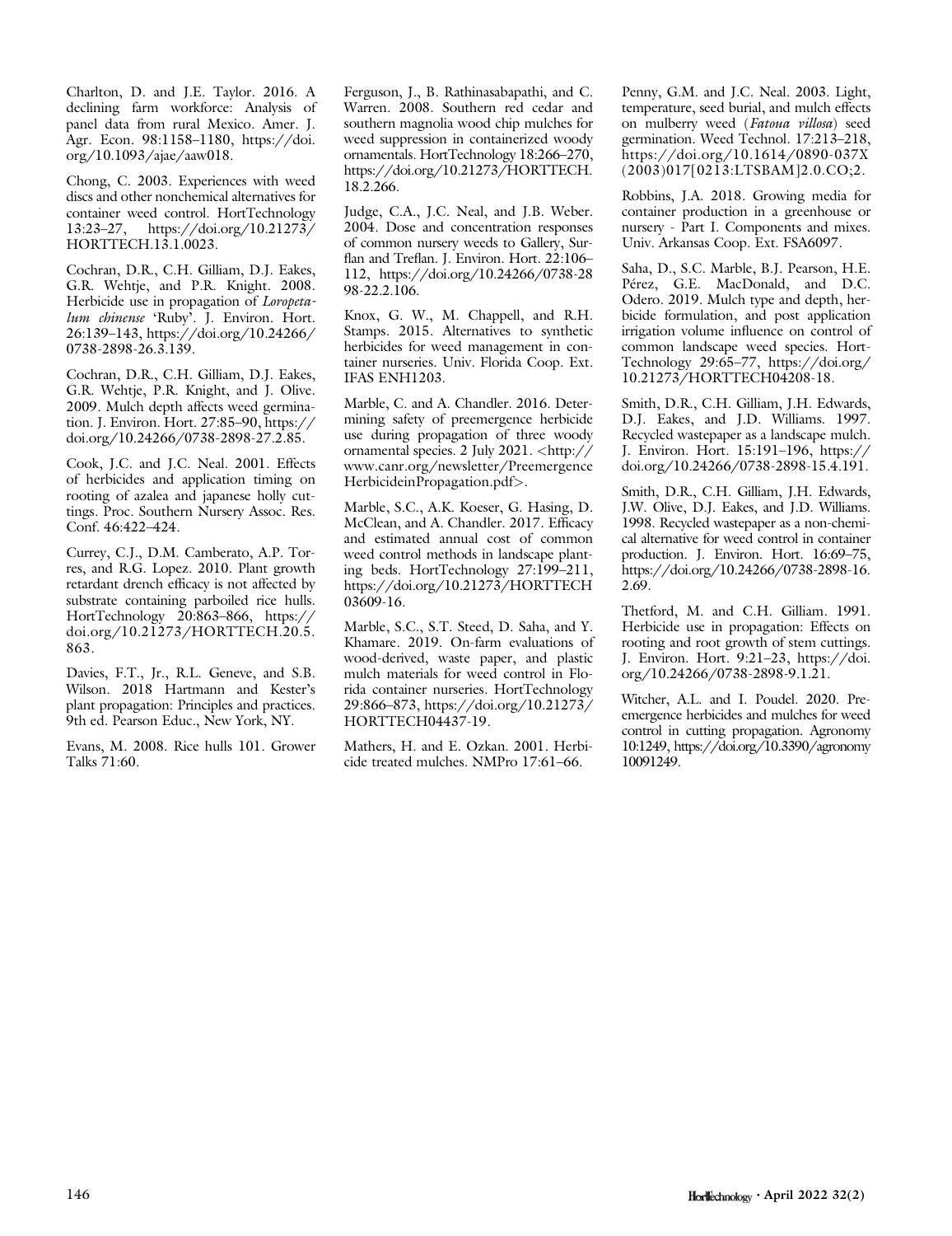Charlton, D. and J.E. Taylor. 2016. A declining farm workforce: Analysis of panel data from rural Mexico. Amer. J. Agr. Econ. 98:1158–1180, https://doi.org/10.1093/ajae/aaw018.

Chong, C. 2003. Experiences with weed discs and other nonchemical alternatives for container weed control. HortTechnology 13:23–27, https://doi.org/10.21273/HORTTECH.13.1.0023.

Cochran, D.R., C.H. Gilliam, D.J. Eakes, G.R. Wehtje, and P.R. Knight. 2008. Herbicide use in propagation of *Loropetalum chinense* 'Ruby'. J. Environ. Hort. 26:139–143, https://doi.org/10.24266/0738-2898-26.3.139.

Cochran, D.R., C.H. Gilliam, D.J. Eakes, G.R. Wehtje, P.R. Knight, and J. Olive. 2009. Mulch depth affects weed germination. J. Environ. Hort. 27:85–90, https://doi.org/10.24266/0738-2898-27.2.85.

Cook, J.C. and J.C. Neal. 2001. Effects of herbicides and application timing on rooting of azalea and japanese holly cuttings. Proc. Southern Nursery Assoc. Res. Conf. 46:422–424.

Currey, C.J., D.M. Camberato, A.P. Torres, and R.G. Lopez. 2010. Plant growth retardant drench efficacy is not affected by substrate containing parboiled rice hulls. HortTechnology 20:863–866, https://doi.org/10.21273/HORTTECH.20.5.863.

Davies, F.T., Jr., R.L. Geneve, and S.B. Wilson. 2018 Hartmann and Kester's plant propagation: Principles and practices. 9th ed. Pearson Educ., New York, NY.

Evans, M. 2008. Rice hulls 101. Grower Talks 71:60.

Ferguson, J., B. Rathinasabapathi, and C. Warren. 2008. Southern red cedar and southern magnolia wood chip mulches for weed suppression in containerized woody ornamentals. HortTechnology 18:266–270, https://doi.org/10.21273/HORTTECH.18.2.266.

Judge, C.A., J.C. Neal, and J.B. Weber. 2004. Dose and concentration responses of common nursery weeds to Gallery, Surflan and Treflan. J. Environ. Hort. 22:106–112, https://doi.org/10.24266/0738-2898-22.2.106.

Knox, G. W., M. Chappell, and R.H. Stamps. 2015. Alternatives to synthetic herbicides for weed management in container nurseries. Univ. Florida Coop. Ext. IFAS ENH1203.

Marble, C. and A. Chandler. 2016. Determining safety of preemergence herbicide use during propagation of three woody ornamental species. 2 July 2021. <http://www.canr.org/newsletter/PreemergenceHerbicideinPropagation.pdf>.

Marble, S.C., A.K. Koeser, G. Hasing, D. McClean, and A. Chandler. 2017. Efficacy and estimated annual cost of common weed control methods in landscape planting beds. HortTechnology 27:199–211, https://doi.org/10.21273/HORTTECH03609-16.

Marble, S.C., S.T. Steed, D. Saha, and Y. Khamare. 2019. On-farm evaluations of wood-derived, waste paper, and plastic mulch materials for weed control in Florida container nurseries. HortTechnology 29:866–873, https://doi.org/10.21273/HORTTECH04437-19.

Mathers, H. and E. Ozkan. 2001. Herbicide treated mulches. NMPro 17:61–66.

Penny, G.M. and J.C. Neal. 2003. Light, temperature, seed burial, and mulch effects on mulberry weed (*Fatoua villosa*) seed germination. Weed Technol. 17:213–218, https://doi.org/10.1614/0890-037X(2003)017[0213:LTSBAM]2.0.CO;2.

Robbins, J.A. 2018. Growing media for container production in a greenhouse or nursery - Part I. Components and mixes. Univ. Arkansas Coop. Ext. FSA6097.

Saha, D., S.C. Marble, B.J. Pearson, H.E. Pérez, G.E. MacDonald, and D.C. Odero. 2019. Mulch type and depth, herbicide formulation, and post application irrigation volume influence on control of common landscape weed species. HortTechnology 29:65–77, https://doi.org/10.21273/HORTTECH04208-18.

Smith, D.R., C.H. Gilliam, J.H. Edwards, D.J. Eakes, and J.D. Williams. 1997. Recycled wastepaper as a landscape mulch. J. Environ. Hort. 15:191–196, https://doi.org/10.24266/0738-2898-15.4.191.

Smith, D.R., C.H. Gilliam, J.H. Edwards, J.W. Olive, D.J. Eakes, and J.D. Williams. 1998. Recycled wastepaper as a non-chemical alternative for weed control in container production. J. Environ. Hort. 16:69–75, https://doi.org/10.24266/0738-2898-16.2.69.

Thetford, M. and C.H. Gilliam. 1991. Herbicide use in propagation: Effects on rooting and root growth of stem cuttings. J. Environ. Hort. 9:21–23, https://doi.org/10.24266/0738-2898-9.1.21.

Witcher, A.L. and I. Poudel. 2020. Preemergence herbicides and mulches for weed control in cutting propagation. Agronomy 10:1249, https://doi.org/10.3390/agronomy10091249.